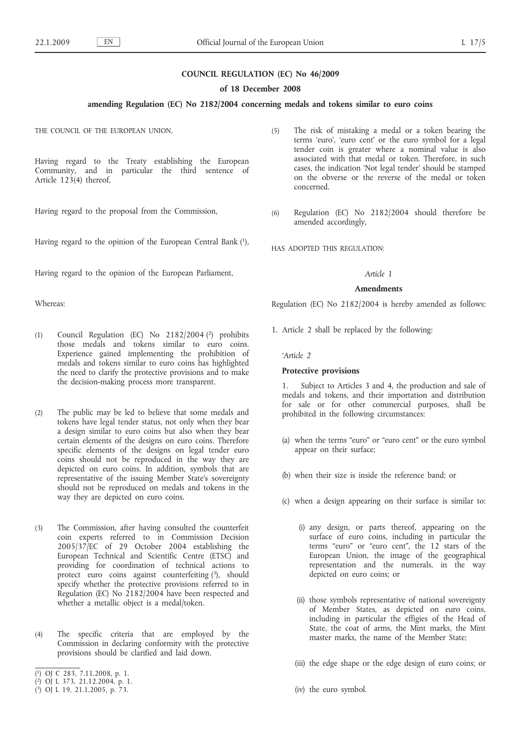# COUNCIL REGULATION (EC) No 46/2009

## of 18 December 2008

### amending Regulation (EC) No 2182/2004 concerning medals and tokens similar to euro coins

THE COUNCIL OF THE EUROPEAN UNION,

Having regard to the Treaty establishing the European Community, and in particular the third sentence of Article 123(4) thereof,

Having regard to the proposal from the Commission,

Having regard to the opinion of the European Central Bank [1],

Having regard to the opinion of the European Parliament,

Whereas:

(1) Council Regulation (EC) No 2182/2004 [2] prohibits those medals and tokens similar to euro coins. Experience gained implementing the prohibition of medals and tokens similar to euro coins has highlighted the need to clarify the protective provisions and to make the decision-making process more transparent.

(2) The public may be led to believe that some medals and tokens have legal tender status, not only when they bear a design similar to euro coins but also when they bear certain elements of the designs on euro coins. Therefore specific elements of the designs on legal tender euro coins should not be reproduced in the way they are depicted on euro coins. In addition, symbols that are representative of the issuing Member State's sovereignty should not be reproduced on medals and tokens in the way they are depicted on euro coins.

(3) The Commission, after having consulted the counterfeit coin experts referred to in Commission Decision 2005/37/EC of 29 October 2004 establishing the European Technical and Scientific Centre (ETSC) and providing for coordination of technical actions to protect euro coins against counterfeiting [3], should specify whether the protective provisions referred to in Regulation (EC) No 2182/2004 have been respected and whether a metallic object is a medal/token.

(4) The specific criteria that are employed by the Commission in declaring conformity with the protective provisions should be clarified and laid down.

(5) The risk of mistaking a medal or a token bearing the terms 'euro', 'euro cent' or the euro symbol for a legal tender coin is greater where a nominal value is also associated with that medal or token. Therefore, in such cases, the indication 'Not legal tender' should be stamped on the obverse or the reverse of the medal or token concerned.

(6) Regulation (EC) No 2182/2004 should therefore be amended accordingly,

HAS ADOPTED THIS REGULATION:

*Article 1*

**Amendments**

Regulation (EC) No 2182/2004 is hereby amended as follows:

1. Article 2 shall be replaced by the following:

'*Article 2*

**Protective provisions**

1. Subject to Articles 3 and 4, the production and sale of medals and tokens, and their importation and distribution for sale or for other commercial purposes, shall be prohibited in the following circumstances:

(a) when the terms "euro" or "euro cent" or the euro symbol appear on their surface;

(b) when their size is inside the reference band; or

(c) when a design appearing on their surface is similar to:

(i) any design, or parts thereof, appearing on the surface of euro coins, including in particular the terms "euro" or "euro cent", the 12 stars of the European Union, the image of the geographical representation and the numerals, in the way depicted on euro coins; or

(ii) those symbols representative of national sovereignty of Member States, as depicted on euro coins, including in particular the effigies of the Head of State, the coat of arms, the Mint marks, the Mint master marks, the name of the Member State;

(iii) the edge shape or the edge design of euro coins; or

(iv) the euro symbol.

---

[1] OJ C 283, 7.11.2008, p. 1.

[2] OJ L 373, 21.12.2004, p. 1.

[3] OJ L 19, 21.1.2005, p. 73.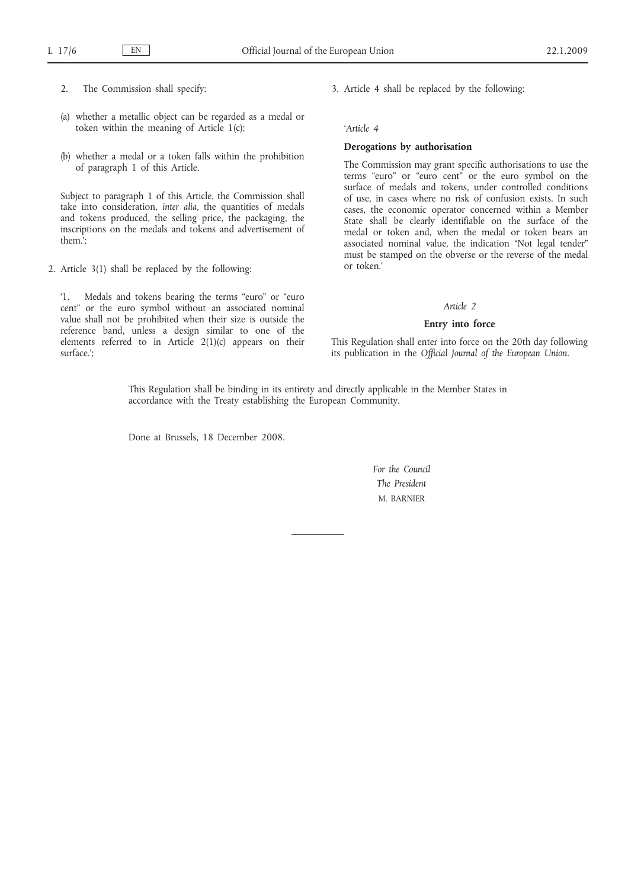2. The Commission shall specify:

(a) whether a metallic object can be regarded as a medal or token within the meaning of Article 1(c);

(b) whether a medal or a token falls within the prohibition of paragraph 1 of this Article.

Subject to paragraph 1 of this Article, the Commission shall take into consideration, *inter alia*, the quantities of medals and tokens produced, the selling price, the packaging, the inscriptions on the medals and tokens and advertisement of them.';

2. Article 3(1) shall be replaced by the following:

'1. Medals and tokens bearing the terms "euro" or "euro cent" or the euro symbol without an associated nominal value shall not be prohibited when their size is outside the reference band, unless a design similar to one of the elements referred to in Article 2(1)(c) appears on their surface.';

3. Article 4 shall be replaced by the following:

'*Article 4*

**Derogations by authorisation**

The Commission may grant specific authorisations to use the terms "euro" or "euro cent" or the euro symbol on the surface of medals and tokens, under controlled conditions of use, in cases where no risk of confusion exists. In such cases, the economic operator concerned within a Member State shall be clearly identifiable on the surface of the medal or token and, when the medal or token bears an associated nominal value, the indication "Not legal tender" must be stamped on the obverse or the reverse of the medal or token.'

*Article 2*

**Entry into force**

This Regulation shall enter into force on the 20th day following its publication in the *Official Journal of the European Union*.

This Regulation shall be binding in its entirety and directly applicable in the Member States in accordance with the Treaty establishing the European Community.

Done at Brussels, 18 December 2008.

*For the Council*

*The President*

M. BARNIER